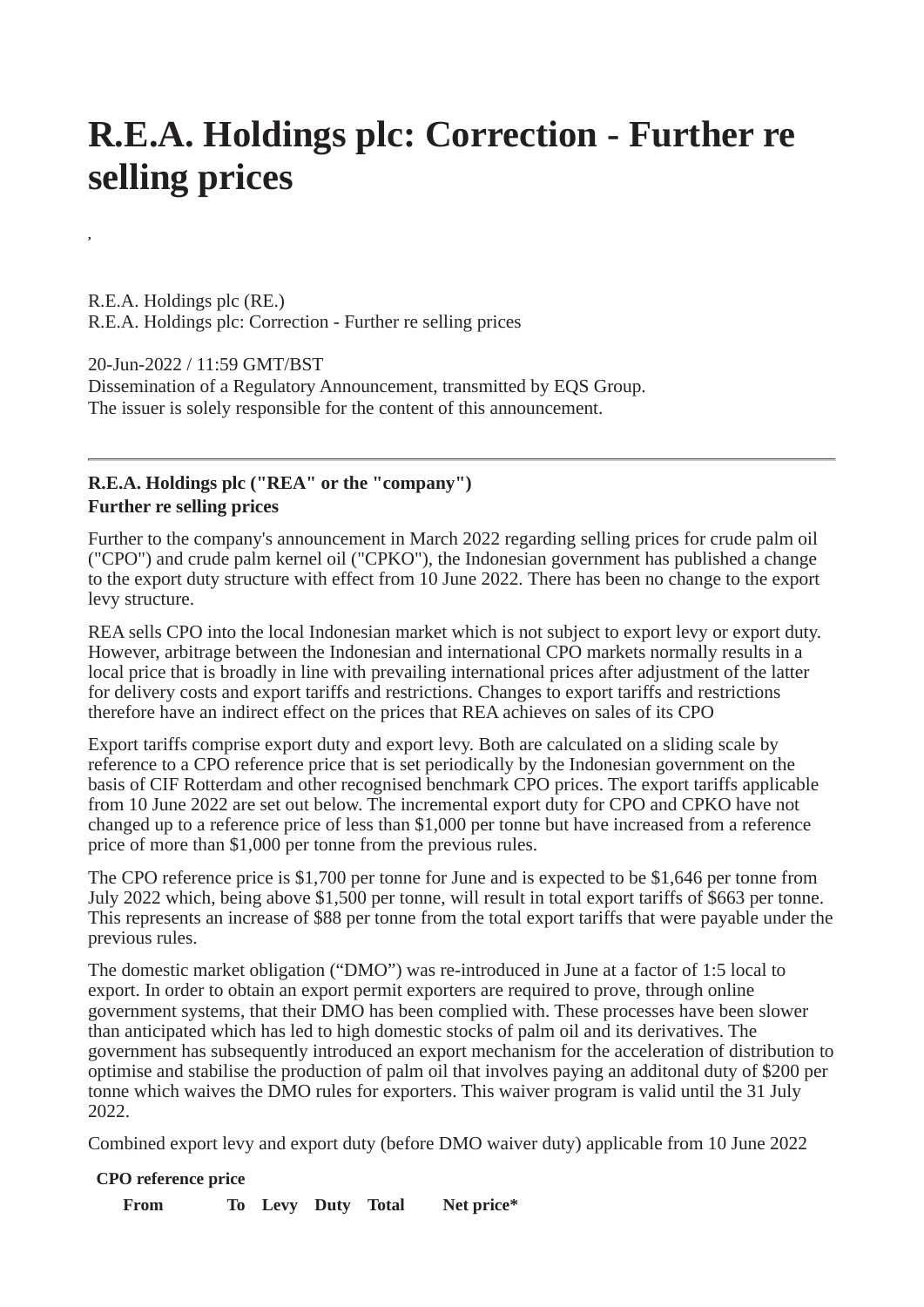# R.E.A. Holdings plc: Correction - Further re selling prices

,

R.E.A. Holdings plc (RE.)
R.E.A. Holdings plc: Correction - Further re selling prices

20-Jun-2022 / 11:59 GMT/BST
Dissemination of a Regulatory Announcement, transmitted by EQS Group.
The issuer is solely responsible for the content of this announcement.

---

**R.E.A. Holdings plc ("REA" or the "company")**
**Further re selling prices**

Further to the company's announcement in March 2022 regarding selling prices for crude palm oil ("CPO") and crude palm kernel oil ("CPKO"), the Indonesian government has published a change to the export duty structure with effect from 10 June 2022. There has been no change to the export levy structure.

REA sells CPO into the local Indonesian market which is not subject to export levy or export duty. However, arbitrage between the Indonesian and international CPO markets normally results in a local price that is broadly in line with prevailing international prices after adjustment of the latter for delivery costs and export tariffs and restrictions. Changes to export tariffs and restrictions therefore have an indirect effect on the prices that REA achieves on sales of its CPO

Export tariffs comprise export duty and export levy. Both are calculated on a sliding scale by reference to a CPO reference price that is set periodically by the Indonesian government on the basis of CIF Rotterdam and other recognised benchmark CPO prices. The export tariffs applicable from 10 June 2022 are set out below. The incremental export duty for CPO and CPKO have not changed up to a reference price of less than $1,000 per tonne but have increased from a reference price of more than $1,000 per tonne from the previous rules.

The CPO reference price is $1,700 per tonne for June and is expected to be $1,646 per tonne from July 2022 which, being above $1,500 per tonne, will result in total export tariffs of $663 per tonne. This represents an increase of $88 per tonne from the total export tariffs that were payable under the previous rules.

The domestic market obligation ("DMO") was re-introduced in June at a factor of 1:5 local to export. In order to obtain an export permit exporters are required to prove, through online government systems, that their DMO has been complied with. These processes have been slower than anticipated which has led to high domestic stocks of palm oil and its derivatives. The government has subsequently introduced an export mechanism for the acceleration of distribution to optimise and stabilise the production of palm oil that involves paying an additonal duty of $200 per tonne which waives the DMO rules for exporters. This waiver program is valid until the 31 July 2022.

Combined export levy and export duty (before DMO waiver duty) applicable from 10 June 2022

| CPO reference price | | | | | |
|---|---|---|---|---|---|
| From | To | Levy | Duty | Total | Net price* |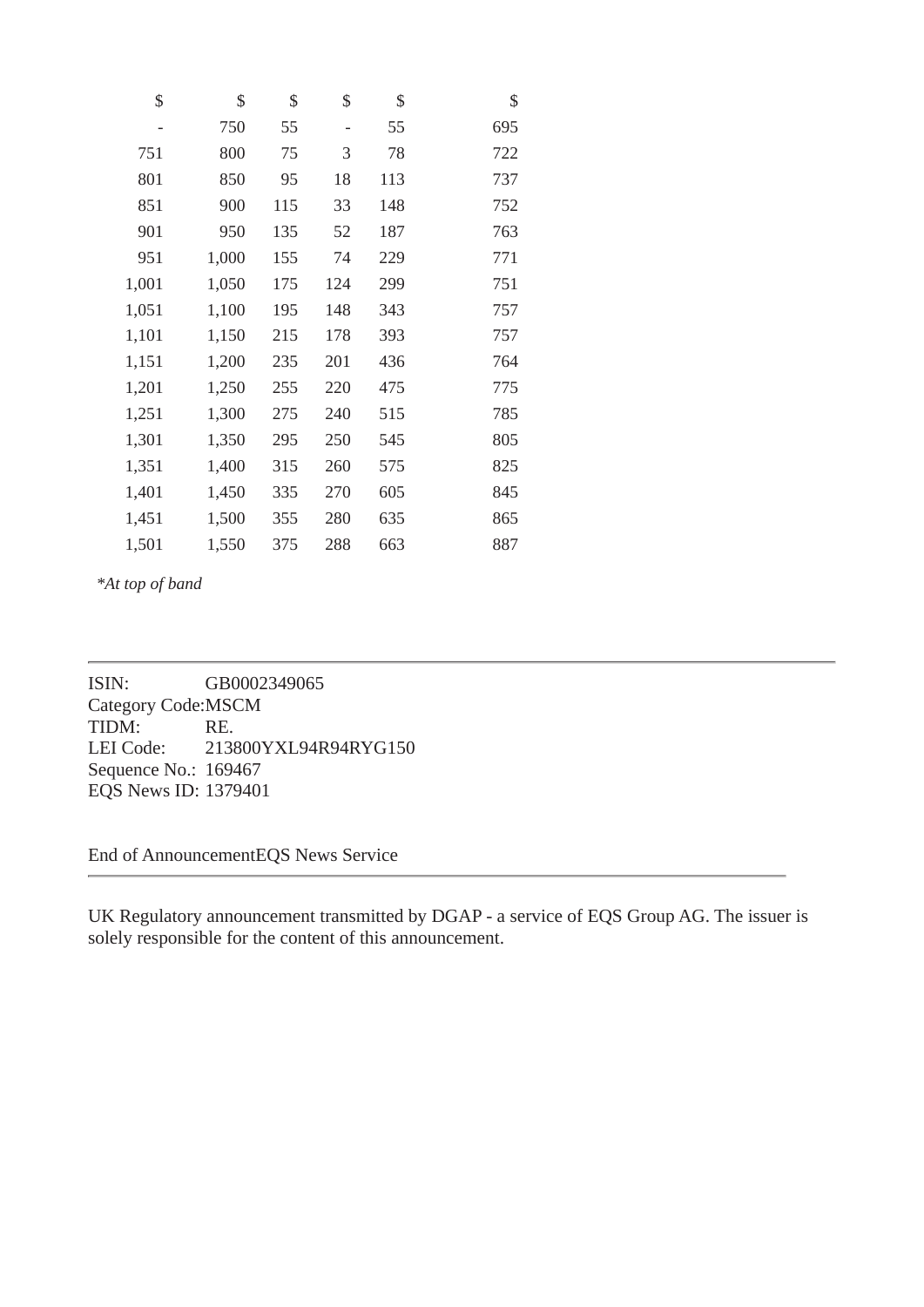| | | | | | |
|---|---|---|---|---|---|
| $ | $ | $ | $ | $ | $ |
| - | 750 | 55 | - | 55 | 695 |
| 751 | 800 | 75 | 3 | 78 | 722 |
| 801 | 850 | 95 | 18 | 113 | 737 |
| 851 | 900 | 115 | 33 | 148 | 752 |
| 901 | 950 | 135 | 52 | 187 | 763 |
| 951 | 1,000 | 155 | 74 | 229 | 771 |
| 1,001 | 1,050 | 175 | 124 | 299 | 751 |
| 1,051 | 1,100 | 195 | 148 | 343 | 757 |
| 1,101 | 1,150 | 215 | 178 | 393 | 757 |
| 1,151 | 1,200 | 235 | 201 | 436 | 764 |
| 1,201 | 1,250 | 255 | 220 | 475 | 775 |
| 1,251 | 1,300 | 275 | 240 | 515 | 785 |
| 1,301 | 1,350 | 295 | 250 | 545 | 805 |
| 1,351 | 1,400 | 315 | 260 | 575 | 825 |
| 1,401 | 1,450 | 335 | 270 | 605 | 845 |
| 1,451 | 1,500 | 355 | 280 | 635 | 865 |
| 1,501 | 1,550 | 375 | 288 | 663 | 887 |

*\*At top of band*

---

ISIN: GB0002349065
Category Code: MSCM
TIDM: RE.
LEI Code: 213800YXL94R94RYG150
Sequence No.: 169467
EQS News ID: 1379401

End of Announcement EQS News Service

---

UK Regulatory announcement transmitted by DGAP - a service of EQS Group AG. The issuer is solely responsible for the content of this announcement.